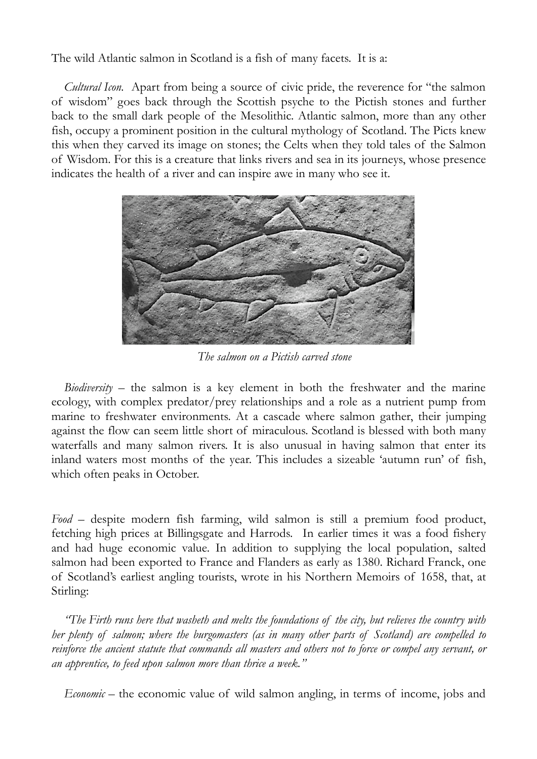The wild Atlantic salmon in Scotland is a fish of many facets. It is a:

*Cultural Icon.* Apart from being a source of civic pride, the reverence for "the salmon of wisdom" goes back through the Scottish psyche to the Pictish stones and further back to the small dark people of the Mesolithic. Atlantic salmon, more than any other fish, occupy a prominent position in the cultural mythology of Scotland. The Picts knew this when they carved its image on stones; the Celts when they told tales of the Salmon of Wisdom. For this is a creature that links rivers and sea in its journeys, whose presence indicates the health of a river and can inspire awe in many who see it.

*The salmon on a Pictish carved stone*

*Biodiversity* – the salmon is a key element in both the freshwater and the marine ecology, with complex predator/prey relationships and a role as a nutrient pump from marine to freshwater environments. At a cascade where salmon gather, their jumping against the flow can seem little short of miraculous. Scotland is blessed with both many waterfalls and many salmon rivers. It is also unusual in having salmon that enter its inland waters most months of the year. This includes a sizeable 'autumn run' of fish, which often peaks in October.

*Food* – despite modern fish farming, wild salmon is still a premium food product, fetching high prices at Billingsgate and Harrods. In earlier times it was a food fishery and had huge economic value. In addition to supplying the local population, salted salmon had been exported to France and Flanders as early as 1380. Richard Franck, one of Scotland's earliest angling tourists, wrote in his Northern Memoirs of 1658, that, at Stirling:

*"The Firth runs here that washeth and melts the foundations of the city, but relieves the country with her plenty of salmon; where the burgomasters (as in many other parts of Scotland) are compelled to reinforce the ancient statute that commands all masters and others not to force or compel any servant, or an apprentice, to feed upon salmon more than thrice a week."*

*Economic* – the economic value of wild salmon angling, in terms of income, jobs and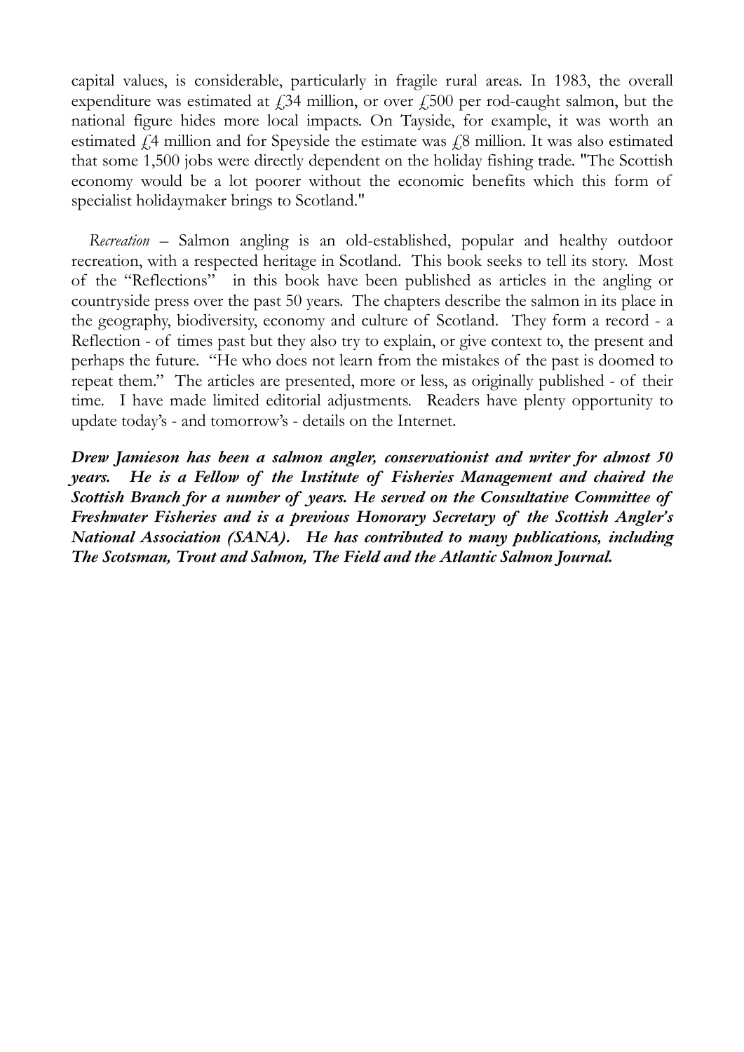capital values, is considerable, particularly in fragile rural areas. In 1983, the overall expenditure was estimated at £34 million, or over £500 per rod-caught salmon, but the national figure hides more local impacts. On Tayside, for example, it was worth an estimated £4 million and for Speyside the estimate was £8 million. It was also estimated that some 1,500 jobs were directly dependent on the holiday fishing trade. "The Scottish economy would be a lot poorer without the economic benefits which this form of specialist holidaymaker brings to Scotland."

*Recreation* – Salmon angling is an old-established, popular and healthy outdoor recreation, with a respected heritage in Scotland. This book seeks to tell its story. Most of the "Reflections" in this book have been published as articles in the angling or countryside press over the past 50 years. The chapters describe the salmon in its place in the geography, biodiversity, economy and culture of Scotland. They form a record - a Reflection - of times past but they also try to explain, or give context to, the present and perhaps the future. "He who does not learn from the mistakes of the past is doomed to repeat them." The articles are presented, more or less, as originally published - of their time. I have made limited editorial adjustments. Readers have plenty opportunity to update today's - and tomorrow's - details on the Internet.

***Drew Jamieson has been a salmon angler, conservationist and writer for almost 50 years. He is a Fellow of the Institute of Fisheries Management and chaired the Scottish Branch for a number of years. He served on the Consultative Committee of Freshwater Fisheries and is a previous Honorary Secretary of the Scottish Angler's National Association (SANA). He has contributed to many publications, including The Scotsman, Trout and Salmon, The Field and the Atlantic Salmon Journal.***